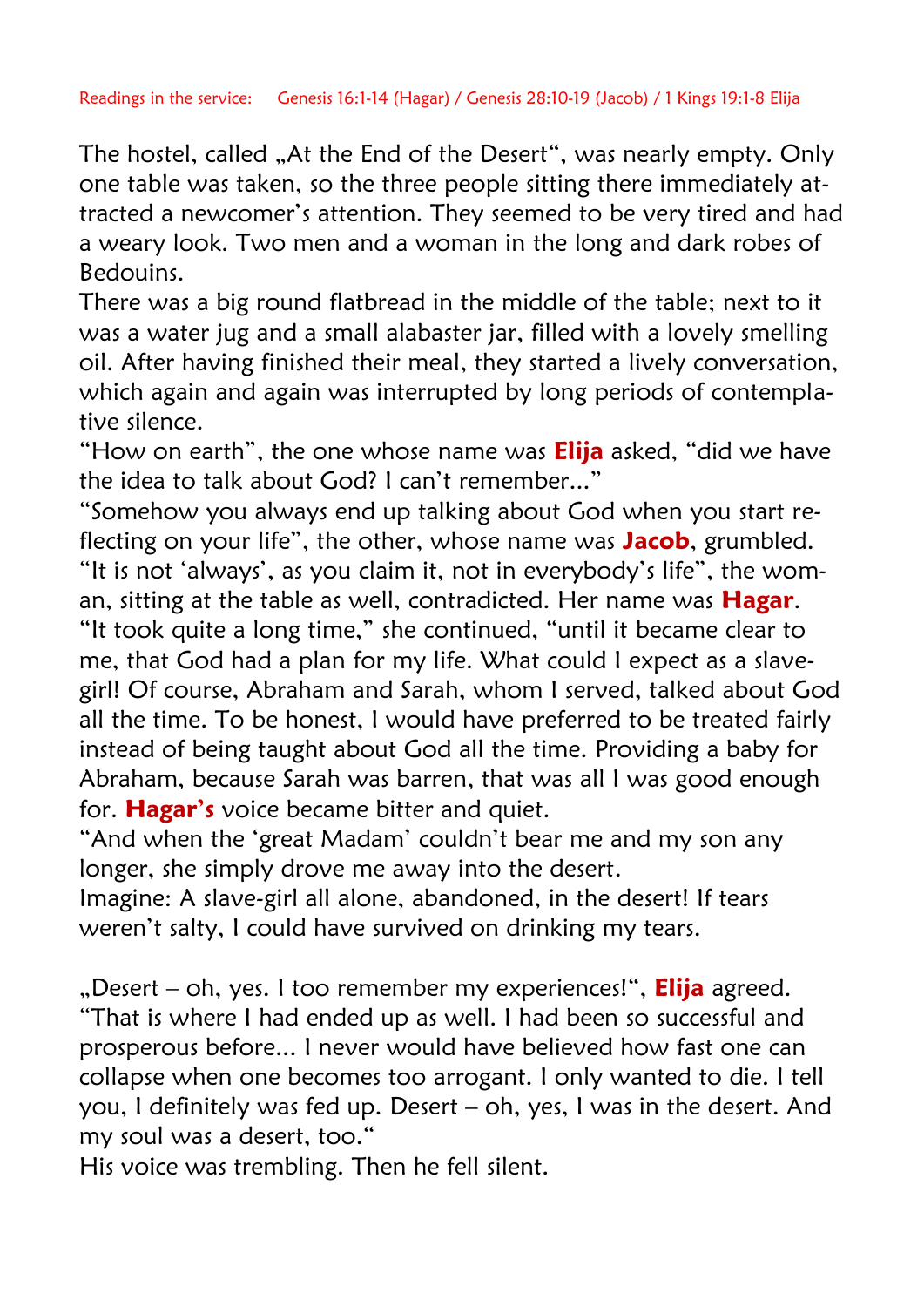Readings in the service: Genesis 16:1-14 (Hagar) / Genesis 28:10-19 (Jacob) / 1 Kings 19:1-8 Elija

The hostel, called „At the End of the Desert", was nearly empty. Only one table was taken, so the three people sitting there immediately attracted a newcomer's attention. They seemed to be very tired and had a weary look. Two men and a woman in the long and dark robes of Bedouins.

There was a big round flatbread in the middle of the table; next to it was a water jug and a small alabaster jar, filled with a lovely smelling oil. After having finished their meal, they started a lively conversation, which again and again was interrupted by long periods of contemplative silence.

"How on earth", the one whose name was **Elija** asked, "did we have the idea to talk about God? I can't remember..."

"Somehow you always end up talking about God when you start reflecting on your life", the other, whose name was **Jacob**, grumbled.

"It is not 'always', as you claim it, not in everybody's life", the woman, sitting at the table as well, contradicted. Her name was **Hagar**.

"It took quite a long time," she continued, "until it became clear to me, that God had a plan for my life. What could I expect as a slave-girl! Of course, Abraham and Sarah, whom I served, talked about God all the time. To be honest, I would have preferred to be treated fairly instead of being taught about God all the time. Providing a baby for Abraham, because Sarah was barren, that was all I was good enough for. **Hagar's** voice became bitter and quiet.

"And when the 'great Madam' couldn't bear me and my son any longer, she simply drove me away into the desert.

Imagine: A slave-girl all alone, abandoned, in the desert! If tears weren't salty, I could have survived on drinking my tears.

„Desert – oh, yes. I too remember my experiences!", **Elija** agreed. "That is where I had ended up as well. I had been so successful and prosperous before... I never would have believed how fast one can collapse when one becomes too arrogant. I only wanted to die. I tell you, I definitely was fed up. Desert – oh, yes, I was in the desert. And my soul was a desert, too."

His voice was trembling. Then he fell silent.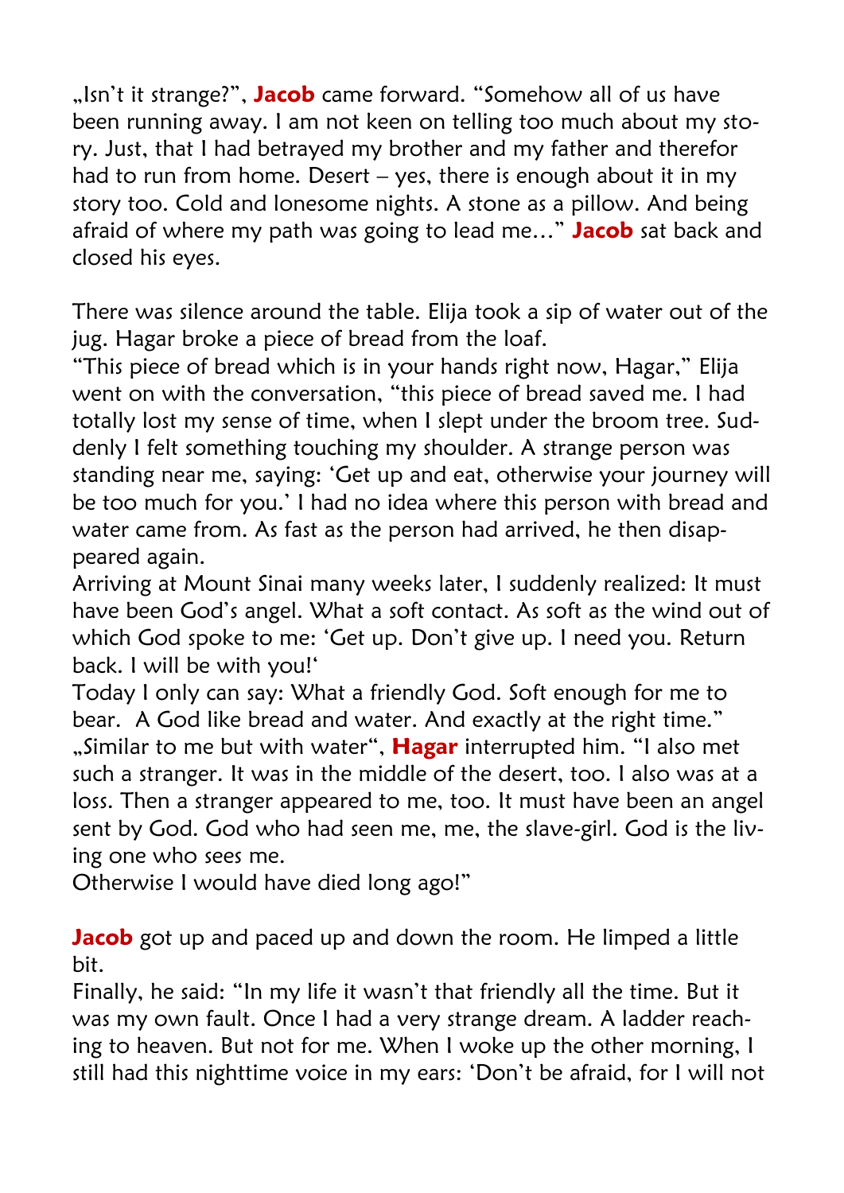„Isn't it strange?", **Jacob** came forward. "Somehow all of us have been running away. I am not keen on telling too much about my story. Just, that I had betrayed my brother and my father and therefor had to run from home. Desert – yes, there is enough about it in my story too. Cold and lonesome nights. A stone as a pillow. And being afraid of where my path was going to lead me…" **Jacob** sat back and closed his eyes.

There was silence around the table. Elija took a sip of water out of the jug. Hagar broke a piece of bread from the loaf.
"This piece of bread which is in your hands right now, Hagar," Elija went on with the conversation, "this piece of bread saved me. I had totally lost my sense of time, when I slept under the broom tree. Suddenly I felt something touching my shoulder. A strange person was standing near me, saying: 'Get up and eat, otherwise your journey will be too much for you.' I had no idea where this person with bread and water came from. As fast as the person had arrived, he then disappeared again.
Arriving at Mount Sinai many weeks later, I suddenly realized: It must have been God's angel. What a soft contact. As soft as the wind out of which God spoke to me: 'Get up. Don't give up. I need you. Return back. I will be with you!'
Today I only can say: What a friendly God. Soft enough for me to bear. A God like bread and water. And exactly at the right time."
„Similar to me but with water", **Hagar** interrupted him. "I also met such a stranger. It was in the middle of the desert, too. I also was at a loss. Then a stranger appeared to me, too. It must have been an angel sent by God. God who had seen me, me, the slave-girl. God is the living one who sees me.
Otherwise I would have died long ago!"

**Jacob** got up and paced up and down the room. He limped a little bit.
Finally, he said: "In my life it wasn't that friendly all the time. But it was my own fault. Once I had a very strange dream. A ladder reaching to heaven. But not for me. When I woke up the other morning, I still had this nighttime voice in my ears: 'Don't be afraid, for I will not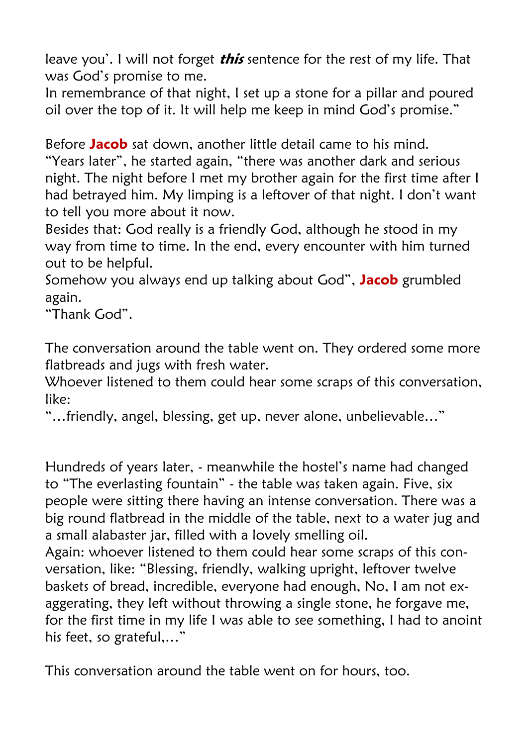leave you'. I will not forget ***this*** sentence for the rest of my life. That was God's promise to me.
In remembrance of that night, I set up a stone for a pillar and poured oil over the top of it. It will help me keep in mind God's promise."

Before **Jacob** sat down, another little detail came to his mind.
"Years later", he started again, "there was another dark and serious night. The night before I met my brother again for the first time after I had betrayed him. My limping is a leftover of that night. I don't want to tell you more about it now.
Besides that: God really is a friendly God, although he stood in my way from time to time. In the end, every encounter with him turned out to be helpful.
Somehow you always end up talking about God", **Jacob** grumbled again.
"Thank God".

The conversation around the table went on. They ordered some more flatbreads and jugs with fresh water.
Whoever listened to them could hear some scraps of this conversation, like:
"…friendly, angel, blessing, get up, never alone, unbelievable…"

Hundreds of years later, - meanwhile the hostel's name had changed to "The everlasting fountain" - the table was taken again. Five, six people were sitting there having an intense conversation. There was a big round flatbread in the middle of the table, next to a water jug and a small alabaster jar, filled with a lovely smelling oil.
Again: whoever listened to them could hear some scraps of this conversation, like: "Blessing, friendly, walking upright, leftover twelve baskets of bread, incredible, everyone had enough, No, I am not exaggerating, they left without throwing a single stone, he forgave me, for the first time in my life I was able to see something, I had to anoint his feet, so grateful,…"

This conversation around the table went on for hours, too.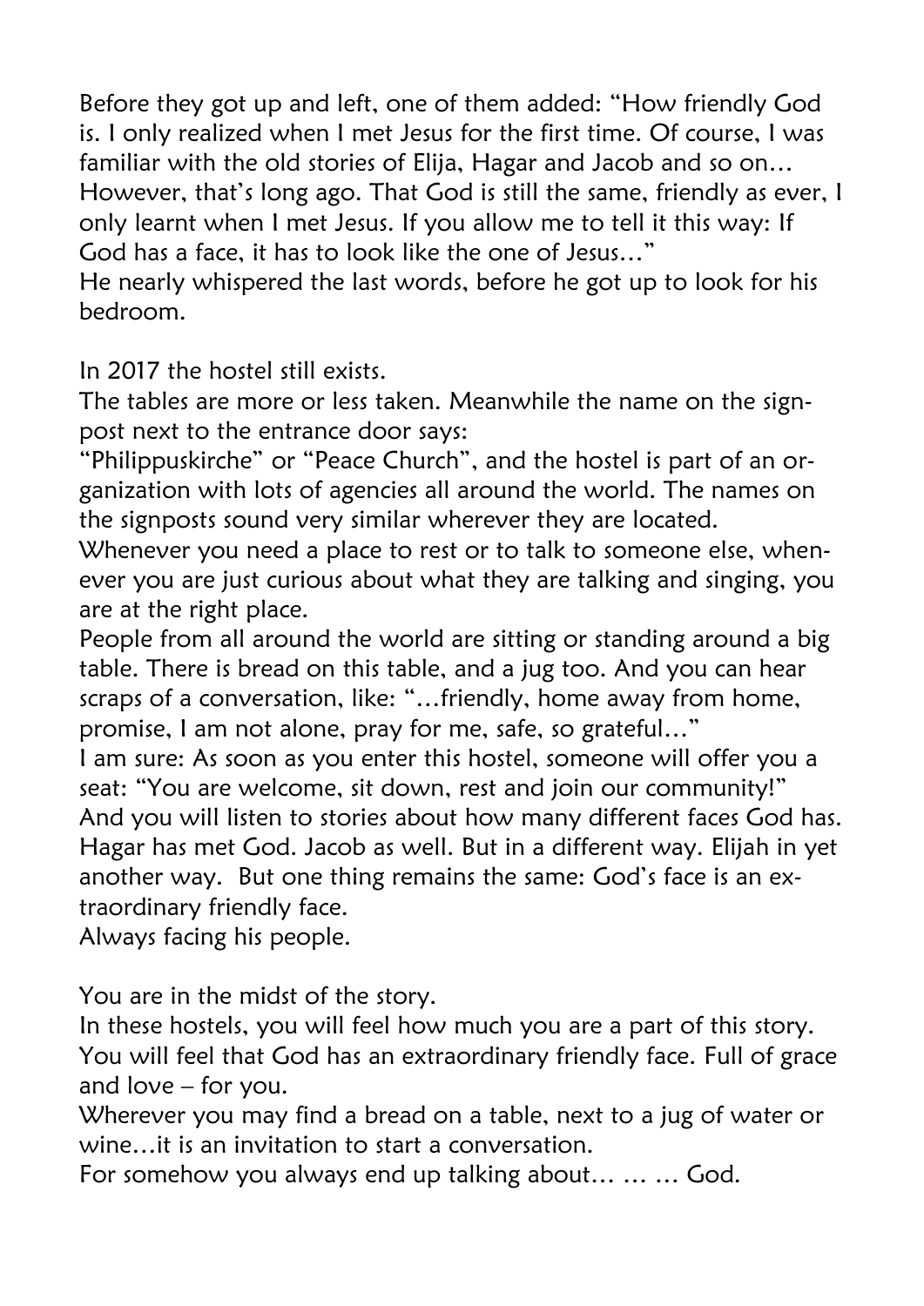Before they got up and left, one of them added: "How friendly God is. I only realized when I met Jesus for the first time. Of course, I was familiar with the old stories of Elija, Hagar and Jacob and so on… However, that's long ago. That God is still the same, friendly as ever, I only learnt when I met Jesus. If you allow me to tell it this way: If God has a face, it has to look like the one of Jesus…"
He nearly whispered the last words, before he got up to look for his bedroom.

In 2017 the hostel still exists.
The tables are more or less taken. Meanwhile the name on the signpost next to the entrance door says:
"Philippuskirche" or "Peace Church", and the hostel is part of an organization with lots of agencies all around the world. The names on the signposts sound very similar wherever they are located.
Whenever you need a place to rest or to talk to someone else, whenever you are just curious about what they are talking and singing, you are at the right place.
People from all around the world are sitting or standing around a big table. There is bread on this table, and a jug too. And you can hear scraps of a conversation, like: "…friendly, home away from home, promise, I am not alone, pray for me, safe, so grateful…"
I am sure: As soon as you enter this hostel, someone will offer you a seat: "You are welcome, sit down, rest and join our community!"
And you will listen to stories about how many different faces God has. Hagar has met God. Jacob as well. But in a different way. Elijah in yet another way. But one thing remains the same: God's face is an extraordinary friendly face.
Always facing his people.

You are in the midst of the story.
In these hostels, you will feel how much you are a part of this story. You will feel that God has an extraordinary friendly face. Full of grace and love – for you.
Wherever you may find a bread on a table, next to a jug of water or wine…it is an invitation to start a conversation.
For somehow you always end up talking about… … … God.